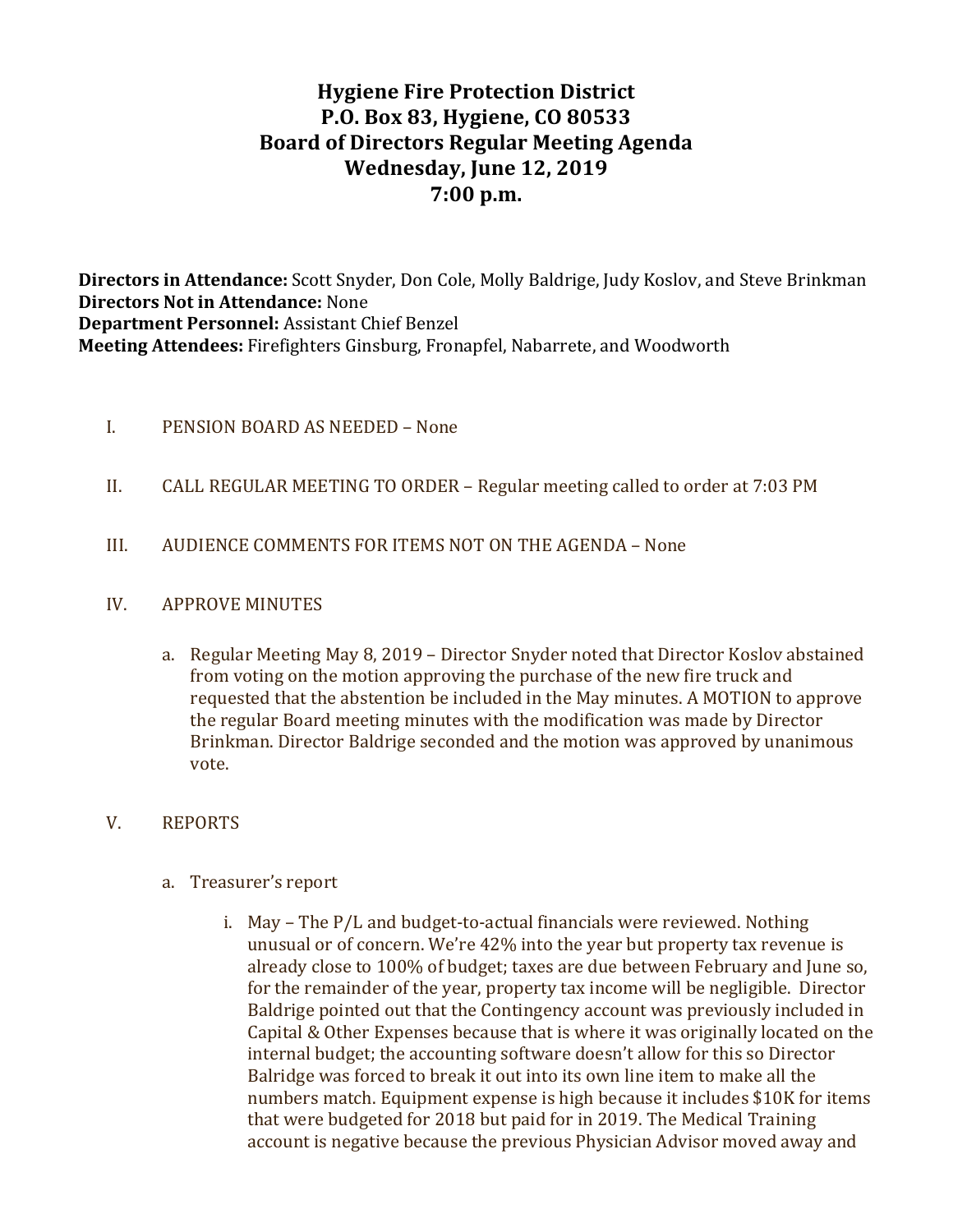# Hygiene Fire Protection District
# P.O. Box 83, Hygiene, CO 80533
# Board of Directors Regular Meeting Agenda
# Wednesday, June 12, 2019
# 7:00 p.m.

**Directors in Attendance:** Scott Snyder, Don Cole, Molly Baldrige, Judy Koslov, and Steve Brinkman
**Directors Not in Attendance:** None
**Department Personnel:** Assistant Chief Benzel
**Meeting Attendees:** Firefighters Ginsburg, Fronapfel, Nabarrete, and Woodworth

I. PENSION BOARD AS NEEDED – None

II. CALL REGULAR MEETING TO ORDER – Regular meeting called to order at 7:03 PM

III. AUDIENCE COMMENTS FOR ITEMS NOT ON THE AGENDA – None

IV. APPROVE MINUTES

   a. Regular Meeting May 8, 2019 – Director Snyder noted that Director Koslov abstained from voting on the motion approving the purchase of the new fire truck and requested that the abstention be included in the May minutes. A MOTION to approve the regular Board meeting minutes with the modification was made by Director Brinkman. Director Baldrige seconded and the motion was approved by unanimous vote.

V. REPORTS

   a. Treasurer's report

      i. May – The P/L and budget-to-actual financials were reviewed. Nothing unusual or of concern. We're 42% into the year but property tax revenue is already close to 100% of budget; taxes are due between February and June so, for the remainder of the year, property tax income will be negligible. Director Baldrige pointed out that the Contingency account was previously included in Capital & Other Expenses because that is where it was originally located on the internal budget; the accounting software doesn't allow for this so Director Balridge was forced to break it out into its own line item to make all the numbers match. Equipment expense is high because it includes $10K for items that were budgeted for 2018 but paid for in 2019. The Medical Training account is negative because the previous Physician Advisor moved away and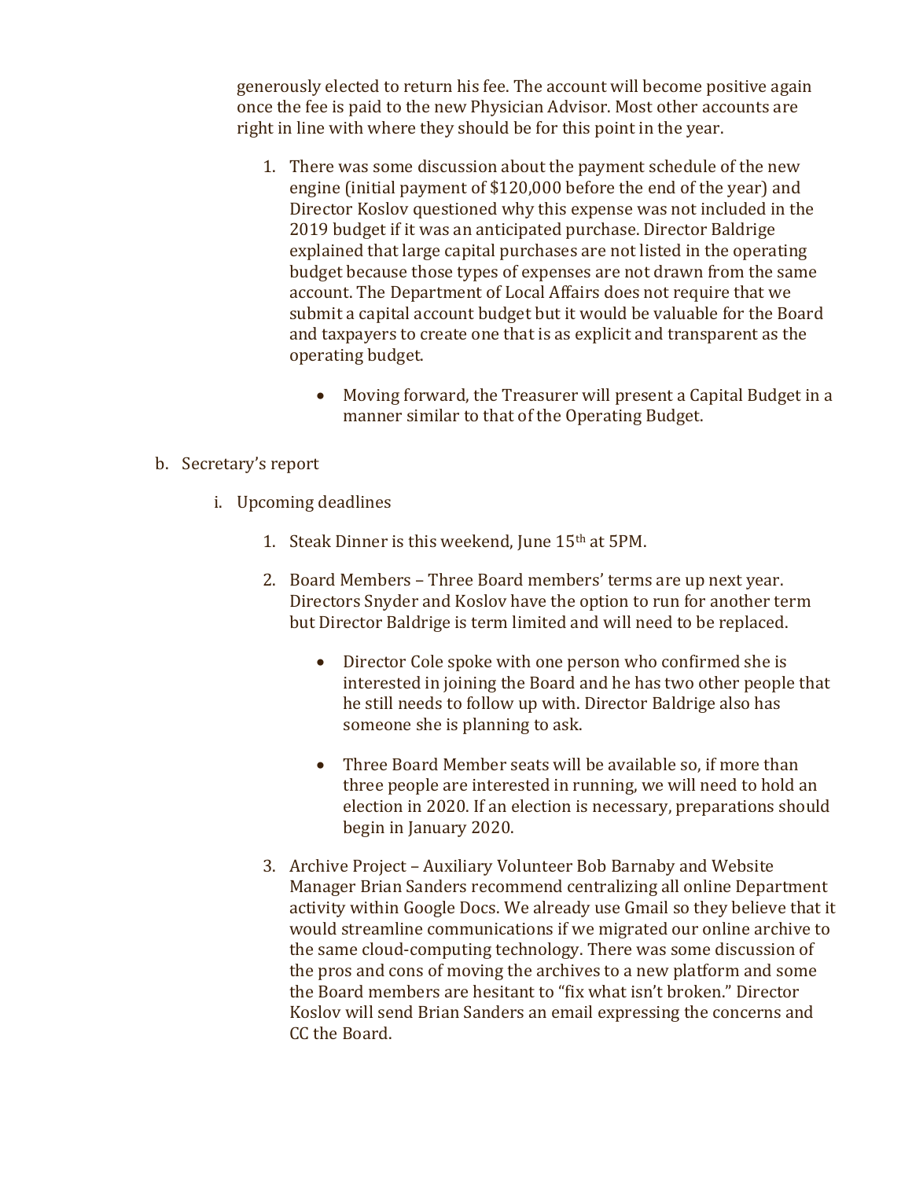generously elected to return his fee. The account will become positive again once the fee is paid to the new Physician Advisor. Most other accounts are right in line with where they should be for this point in the year.

1. There was some discussion about the payment schedule of the new engine (initial payment of $120,000 before the end of the year) and Director Koslov questioned why this expense was not included in the 2019 budget if it was an anticipated purchase. Director Baldrige explained that large capital purchases are not listed in the operating budget because those types of expenses are not drawn from the same account. The Department of Local Affairs does not require that we submit a capital account budget but it would be valuable for the Board and taxpayers to create one that is as explicit and transparent as the operating budget.
    - Moving forward, the Treasurer will present a Capital Budget in a manner similar to that of the Operating Budget.

b. Secretary's report

i. Upcoming deadlines

1. Steak Dinner is this weekend, June 15th at 5PM.
2. Board Members – Three Board members' terms are up next year. Directors Snyder and Koslov have the option to run for another term but Director Baldrige is term limited and will need to be replaced.
    - Director Cole spoke with one person who confirmed she is interested in joining the Board and he has two other people that he still needs to follow up with. Director Baldrige also has someone she is planning to ask.
    - Three Board Member seats will be available so, if more than three people are interested in running, we will need to hold an election in 2020. If an election is necessary, preparations should begin in January 2020.
3. Archive Project – Auxiliary Volunteer Bob Barnaby and Website Manager Brian Sanders recommend centralizing all online Department activity within Google Docs. We already use Gmail so they believe that it would streamline communications if we migrated our online archive to the same cloud-computing technology. There was some discussion of the pros and cons of moving the archives to a new platform and some the Board members are hesitant to "fix what isn't broken." Director Koslov will send Brian Sanders an email expressing the concerns and CC the Board.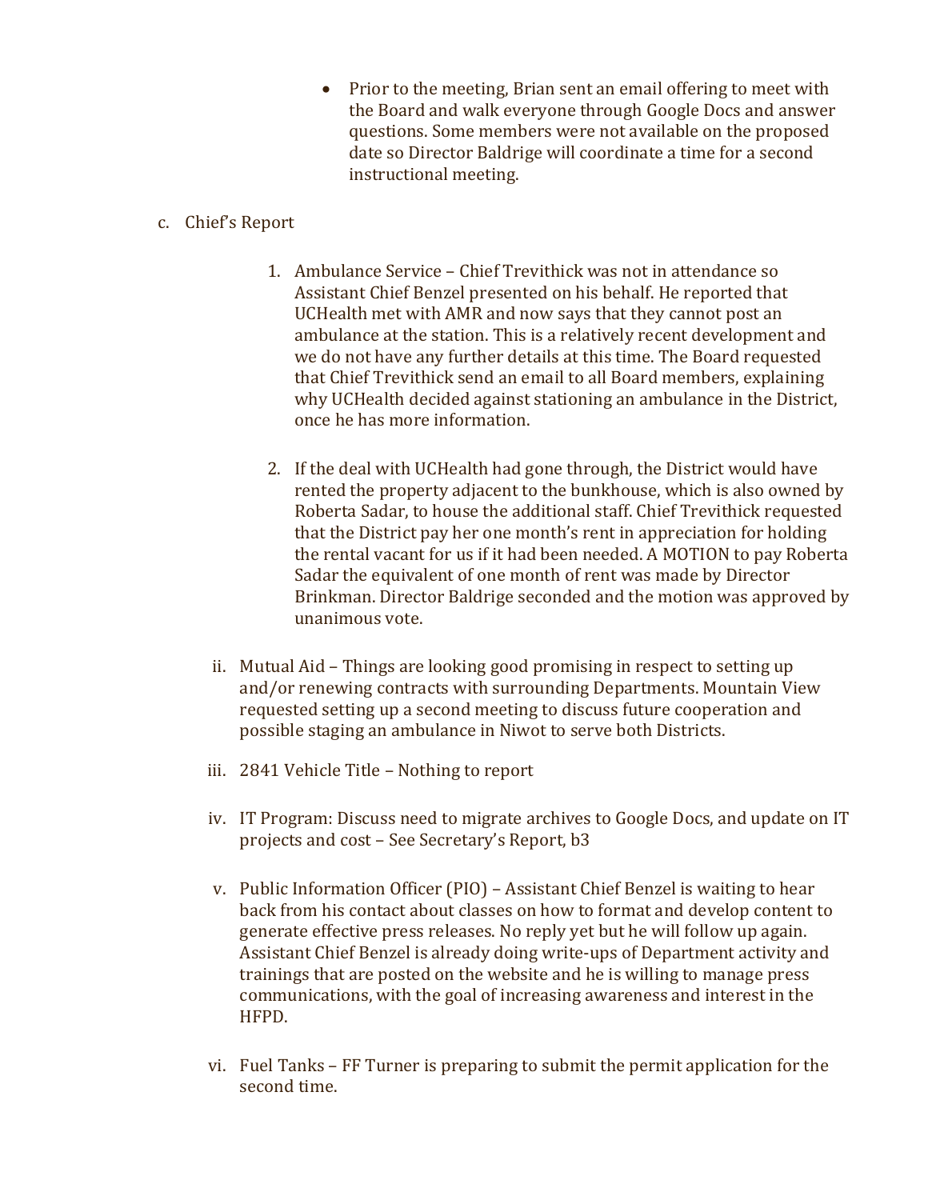- Prior to the meeting, Brian sent an email offering to meet with the Board and walk everyone through Google Docs and answer questions. Some members were not available on the proposed date so Director Baldrige will coordinate a time for a second instructional meeting.

c. Chief's Report

1. Ambulance Service – Chief Trevithick was not in attendance so Assistant Chief Benzel presented on his behalf. He reported that UCHealth met with AMR and now says that they cannot post an ambulance at the station. This is a relatively recent development and we do not have any further details at this time. The Board requested that Chief Trevithick send an email to all Board members, explaining why UCHealth decided against stationing an ambulance in the District, once he has more information.

2. If the deal with UCHealth had gone through, the District would have rented the property adjacent to the bunkhouse, which is also owned by Roberta Sadar, to house the additional staff. Chief Trevithick requested that the District pay her one month's rent in appreciation for holding the rental vacant for us if it had been needed. A MOTION to pay Roberta Sadar the equivalent of one month of rent was made by Director Brinkman. Director Baldrige seconded and the motion was approved by unanimous vote.

ii. Mutual Aid – Things are looking good promising in respect to setting up and/or renewing contracts with surrounding Departments. Mountain View requested setting up a second meeting to discuss future cooperation and possible staging an ambulance in Niwot to serve both Districts.

iii. 2841 Vehicle Title – Nothing to report

iv. IT Program: Discuss need to migrate archives to Google Docs, and update on IT projects and cost – See Secretary's Report, b3

v. Public Information Officer (PIO) – Assistant Chief Benzel is waiting to hear back from his contact about classes on how to format and develop content to generate effective press releases. No reply yet but he will follow up again. Assistant Chief Benzel is already doing write-ups of Department activity and trainings that are posted on the website and he is willing to manage press communications, with the goal of increasing awareness and interest in the HFPD.

vi. Fuel Tanks – FF Turner is preparing to submit the permit application for the second time.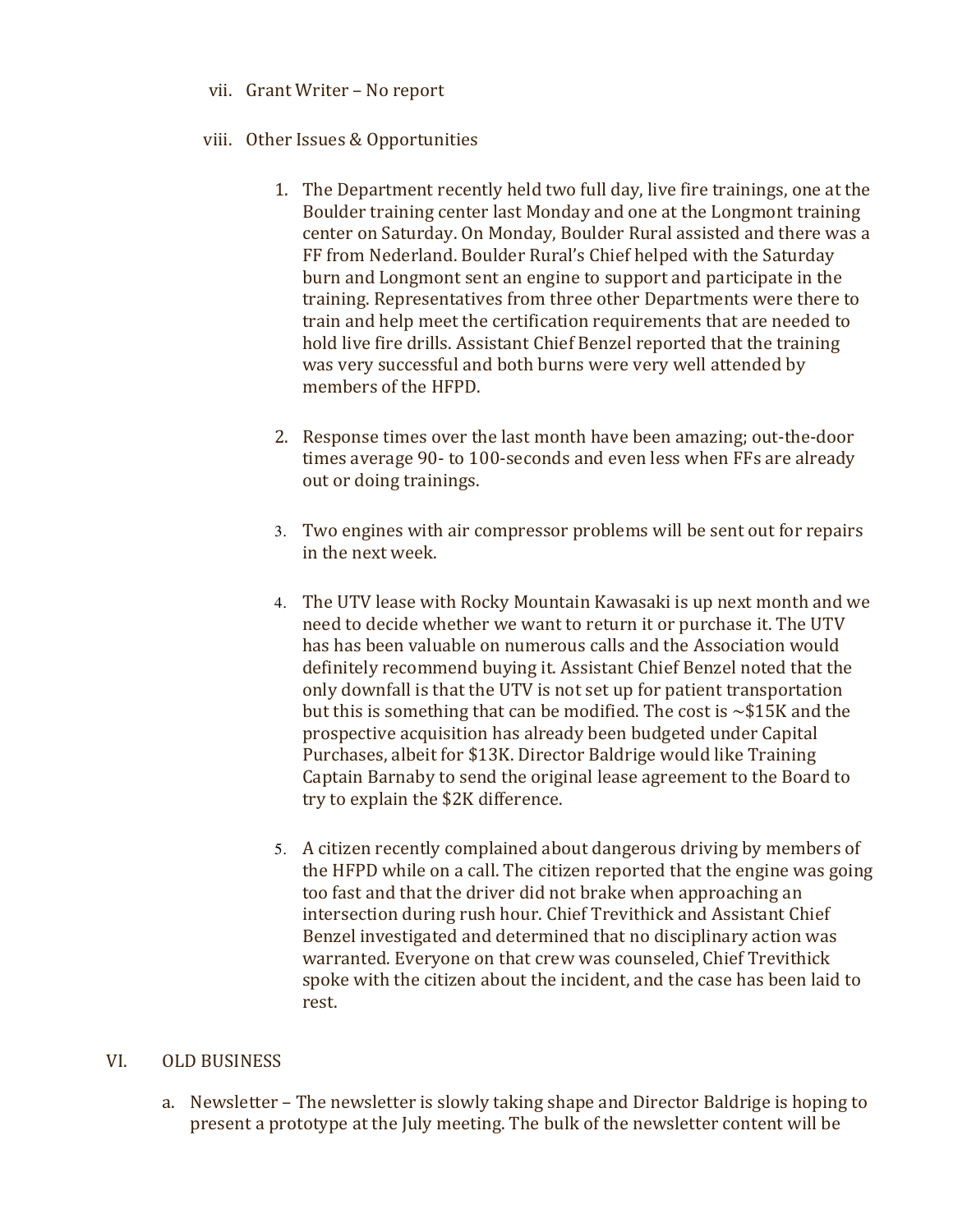vii. Grant Writer – No report

viii. Other Issues & Opportunities

1. The Department recently held two full day, live fire trainings, one at the Boulder training center last Monday and one at the Longmont training center on Saturday. On Monday, Boulder Rural assisted and there was a FF from Nederland. Boulder Rural's Chief helped with the Saturday burn and Longmont sent an engine to support and participate in the training. Representatives from three other Departments were there to train and help meet the certification requirements that are needed to hold live fire drills. Assistant Chief Benzel reported that the training was very successful and both burns were very well attended by members of the HFPD.

2. Response times over the last month have been amazing; out-the-door times average 90- to 100-seconds and even less when FFs are already out or doing trainings.

3. Two engines with air compressor problems will be sent out for repairs in the next week.

4. The UTV lease with Rocky Mountain Kawasaki is up next month and we need to decide whether we want to return it or purchase it. The UTV has has been valuable on numerous calls and the Association would definitely recommend buying it. Assistant Chief Benzel noted that the only downfall is that the UTV is not set up for patient transportation but this is something that can be modified. The cost is ~$15K and the prospective acquisition has already been budgeted under Capital Purchases, albeit for $13K. Director Baldrige would like Training Captain Barnaby to send the original lease agreement to the Board to try to explain the $2K difference.

5. A citizen recently complained about dangerous driving by members of the HFPD while on a call. The citizen reported that the engine was going too fast and that the driver did not brake when approaching an intersection during rush hour. Chief Trevithick and Assistant Chief Benzel investigated and determined that no disciplinary action was warranted. Everyone on that crew was counseled, Chief Trevithick spoke with the citizen about the incident, and the case has been laid to rest.

VI. OLD BUSINESS

a. Newsletter – The newsletter is slowly taking shape and Director Baldrige is hoping to present a prototype at the July meeting. The bulk of the newsletter content will be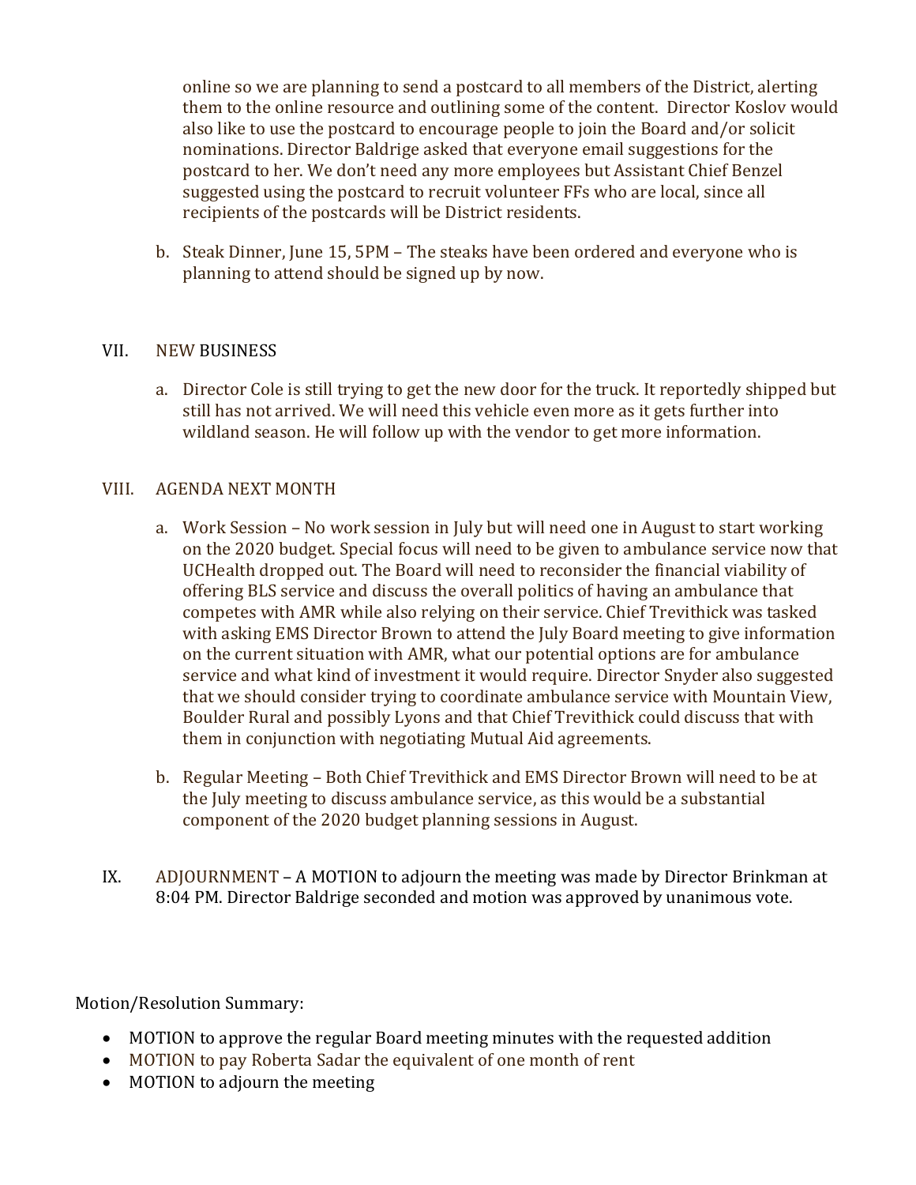online so we are planning to send a postcard to all members of the District, alerting them to the online resource and outlining some of the content. Director Koslov would also like to use the postcard to encourage people to join the Board and/or solicit nominations. Director Baldrige asked that everyone email suggestions for the postcard to her. We don't need any more employees but Assistant Chief Benzel suggested using the postcard to recruit volunteer FFs who are local, since all recipients of the postcards will be District residents.

b. Steak Dinner, June 15, 5PM – The steaks have been ordered and everyone who is planning to attend should be signed up by now.

VII. NEW BUSINESS

a. Director Cole is still trying to get the new door for the truck. It reportedly shipped but still has not arrived. We will need this vehicle even more as it gets further into wildland season. He will follow up with the vendor to get more information.

VIII. AGENDA NEXT MONTH

a. Work Session – No work session in July but will need one in August to start working on the 2020 budget. Special focus will need to be given to ambulance service now that UCHealth dropped out. The Board will need to reconsider the financial viability of offering BLS service and discuss the overall politics of having an ambulance that competes with AMR while also relying on their service. Chief Trevithick was tasked with asking EMS Director Brown to attend the July Board meeting to give information on the current situation with AMR, what our potential options are for ambulance service and what kind of investment it would require. Director Snyder also suggested that we should consider trying to coordinate ambulance service with Mountain View, Boulder Rural and possibly Lyons and that Chief Trevithick could discuss that with them in conjunction with negotiating Mutual Aid agreements.

b. Regular Meeting – Both Chief Trevithick and EMS Director Brown will need to be at the July meeting to discuss ambulance service, as this would be a substantial component of the 2020 budget planning sessions in August.

IX. ADJOURNMENT – A MOTION to adjourn the meeting was made by Director Brinkman at 8:04 PM. Director Baldrige seconded and motion was approved by unanimous vote.

Motion/Resolution Summary:

- MOTION to approve the regular Board meeting minutes with the requested addition
- MOTION to pay Roberta Sadar the equivalent of one month of rent
- MOTION to adjourn the meeting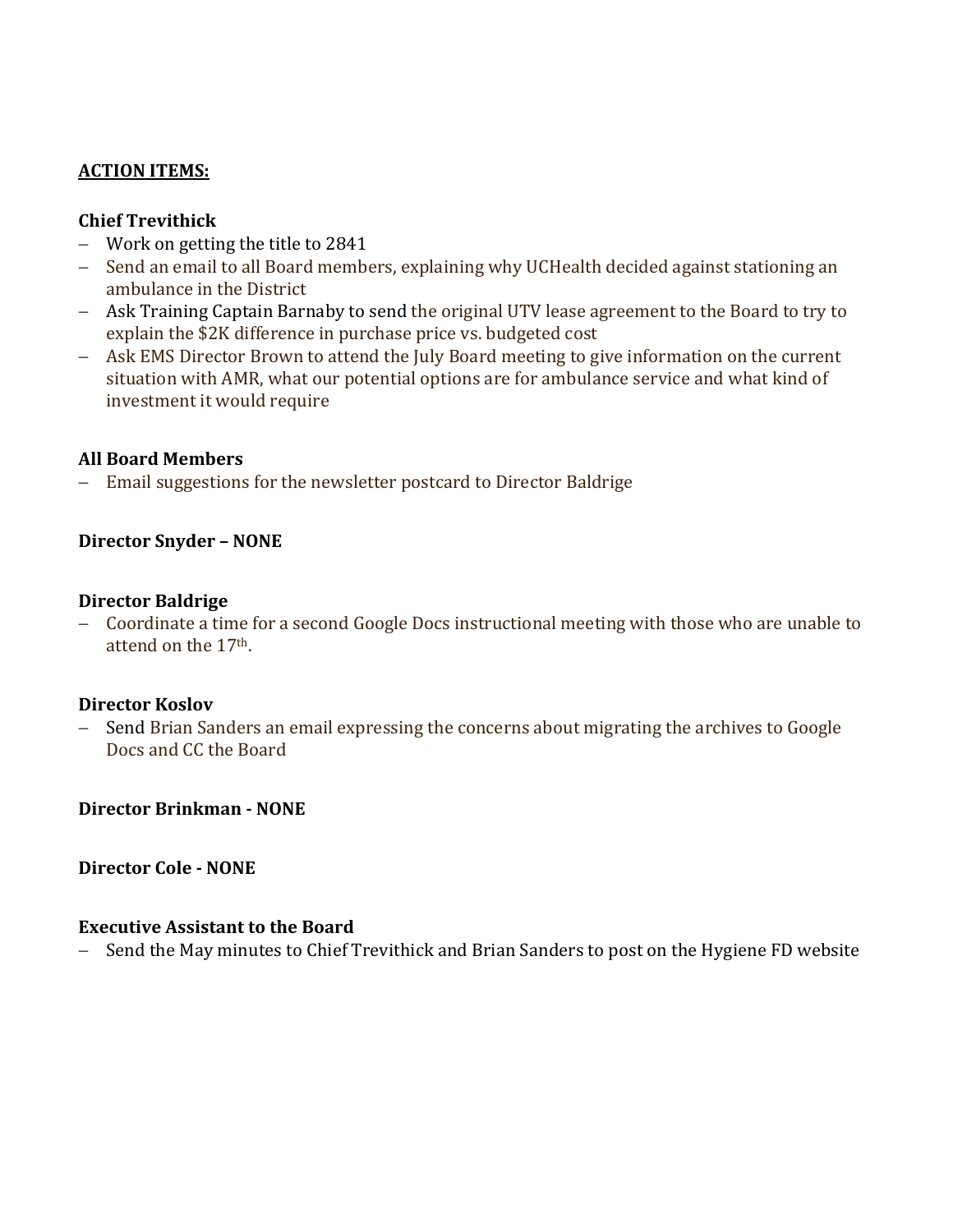**ACTION ITEMS:**

**Chief Trevithick**

- Work on getting the title to 2841
- Send an email to all Board members, explaining why UCHealth decided against stationing an ambulance in the District
- Ask Training Captain Barnaby to send the original UTV lease agreement to the Board to try to explain the $2K difference in purchase price vs. budgeted cost
- Ask EMS Director Brown to attend the July Board meeting to give information on the current situation with AMR, what our potential options are for ambulance service and what kind of investment it would require

**All Board Members**

- Email suggestions for the newsletter postcard to Director Baldrige

**Director Snyder – NONE**

**Director Baldrige**

- Coordinate a time for a second Google Docs instructional meeting with those who are unable to attend on the 17th.

**Director Koslov**

- Send Brian Sanders an email expressing the concerns about migrating the archives to Google Docs and CC the Board

**Director Brinkman - NONE**

**Director Cole - NONE**

**Executive Assistant to the Board**

- Send the May minutes to Chief Trevithick and Brian Sanders to post on the Hygiene FD website